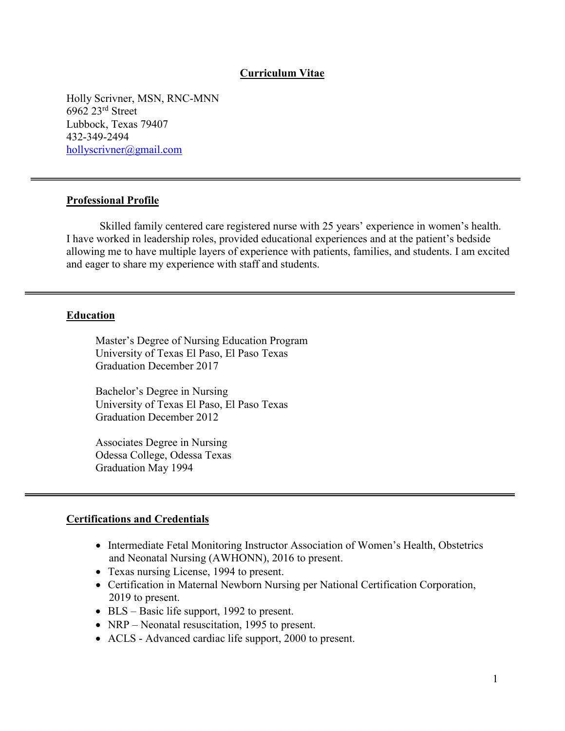# Curriculum Vitae

Holly Scrivner, MSN, RNC-MNN
6962 23rd Street
Lubbock, Texas 79407
432-349-2494
hollyscrivner@gmail.com

---

## Professional Profile

Skilled family centered care registered nurse with 25 years' experience in women's health. I have worked in leadership roles, provided educational experiences and at the patient's bedside allowing me to have multiple layers of experience with patients, families, and students. I am excited and eager to share my experience with staff and students.

---

## Education

Master's Degree of Nursing Education Program
University of Texas El Paso, El Paso Texas
Graduation December 2017

Bachelor's Degree in Nursing
University of Texas El Paso, El Paso Texas
Graduation December 2012

Associates Degree in Nursing
Odessa College, Odessa Texas
Graduation May 1994

---

## Certifications and Credentials

- Intermediate Fetal Monitoring Instructor Association of Women's Health, Obstetrics and Neonatal Nursing (AWHONN), 2016 to present.
- Texas nursing License, 1994 to present.
- Certification in Maternal Newborn Nursing per National Certification Corporation, 2019 to present.
- BLS – Basic life support, 1992 to present.
- NRP – Neonatal resuscitation, 1995 to present.
- ACLS - Advanced cardiac life support, 2000 to present.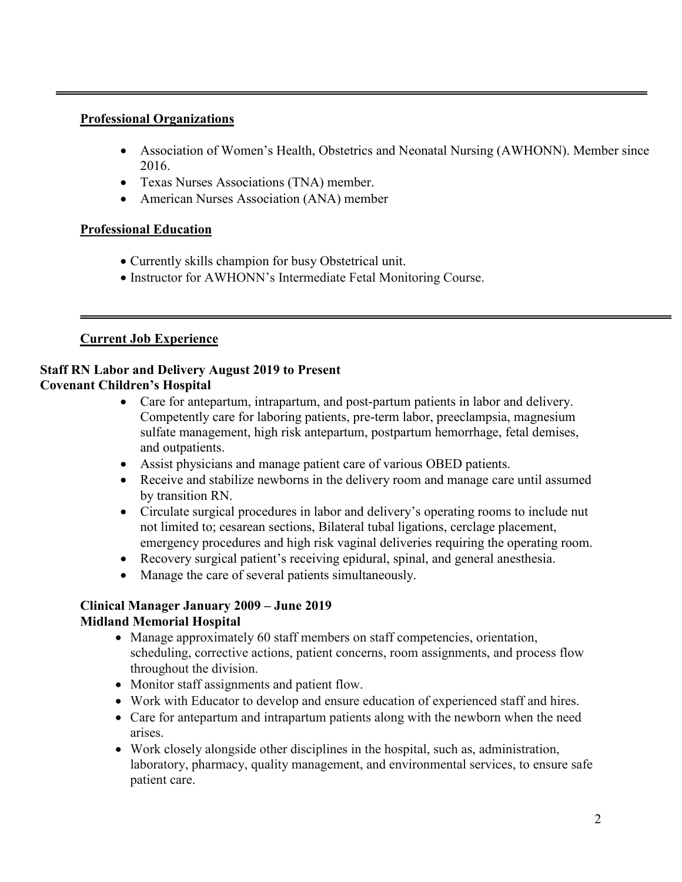---

## Professional Organizations

- Association of Women's Health, Obstetrics and Neonatal Nursing (AWHONN). Member since 2016.
- Texas Nurses Associations (TNA) member.
- American Nurses Association (ANA) member

## Professional Education

- Currently skills champion for busy Obstetrical unit.
- Instructor for AWHONN's Intermediate Fetal Monitoring Course.

---

## Current Job Experience

**Staff RN Labor and Delivery August 2019 to Present**
**Covenant Children's Hospital**

- Care for antepartum, intrapartum, and post-partum patients in labor and delivery. Competently care for laboring patients, pre-term labor, preeclampsia, magnesium sulfate management, high risk antepartum, postpartum hemorrhage, fetal demises, and outpatients.
- Assist physicians and manage patient care of various OBED patients.
- Receive and stabilize newborns in the delivery room and manage care until assumed by transition RN.
- Circulate surgical procedures in labor and delivery's operating rooms to include nut not limited to; cesarean sections, Bilateral tubal ligations, cerclage placement, emergency procedures and high risk vaginal deliveries requiring the operating room.
- Recovery surgical patient's receiving epidural, spinal, and general anesthesia.
- Manage the care of several patients simultaneously.

**Clinical Manager January 2009 – June 2019**
**Midland Memorial Hospital**

- Manage approximately 60 staff members on staff competencies, orientation, scheduling, corrective actions, patient concerns, room assignments, and process flow throughout the division.
- Monitor staff assignments and patient flow.
- Work with Educator to develop and ensure education of experienced staff and hires.
- Care for antepartum and intrapartum patients along with the newborn when the need arises.
- Work closely alongside other disciplines in the hospital, such as, administration, laboratory, pharmacy, quality management, and environmental services, to ensure safe patient care.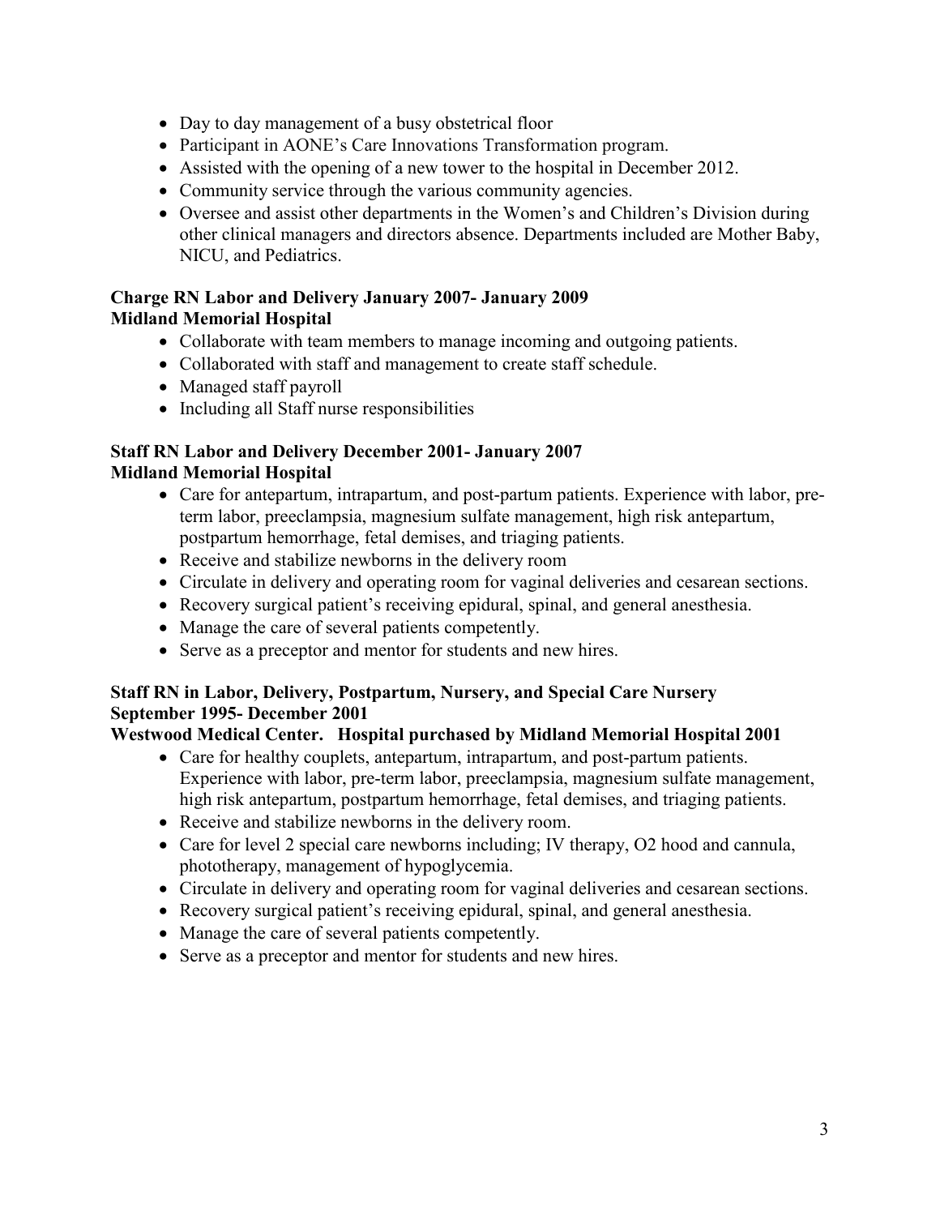- Day to day management of a busy obstetrical floor
- Participant in AONE's Care Innovations Transformation program.
- Assisted with the opening of a new tower to the hospital in December 2012.
- Community service through the various community agencies.
- Oversee and assist other departments in the Women's and Children's Division during other clinical managers and directors absence. Departments included are Mother Baby, NICU, and Pediatrics.

**Charge RN Labor and Delivery January 2007- January 2009**
**Midland Memorial Hospital**

- Collaborate with team members to manage incoming and outgoing patients.
- Collaborated with staff and management to create staff schedule.
- Managed staff payroll
- Including all Staff nurse responsibilities

**Staff RN Labor and Delivery December 2001- January 2007**
**Midland Memorial Hospital**

- Care for antepartum, intrapartum, and post-partum patients. Experience with labor, pre-term labor, preeclampsia, magnesium sulfate management, high risk antepartum, postpartum hemorrhage, fetal demises, and triaging patients.
- Receive and stabilize newborns in the delivery room
- Circulate in delivery and operating room for vaginal deliveries and cesarean sections.
- Recovery surgical patient's receiving epidural, spinal, and general anesthesia.
- Manage the care of several patients competently.
- Serve as a preceptor and mentor for students and new hires.

**Staff RN in Labor, Delivery, Postpartum, Nursery, and Special Care Nursery**
**September 1995- December 2001**
**Westwood Medical Center. Hospital purchased by Midland Memorial Hospital 2001**

- Care for healthy couplets, antepartum, intrapartum, and post-partum patients. Experience with labor, pre-term labor, preeclampsia, magnesium sulfate management, high risk antepartum, postpartum hemorrhage, fetal demises, and triaging patients.
- Receive and stabilize newborns in the delivery room.
- Care for level 2 special care newborns including; IV therapy, O2 hood and cannula, phototherapy, management of hypoglycemia.
- Circulate in delivery and operating room for vaginal deliveries and cesarean sections.
- Recovery surgical patient's receiving epidural, spinal, and general anesthesia.
- Manage the care of several patients competently.
- Serve as a preceptor and mentor for students and new hires.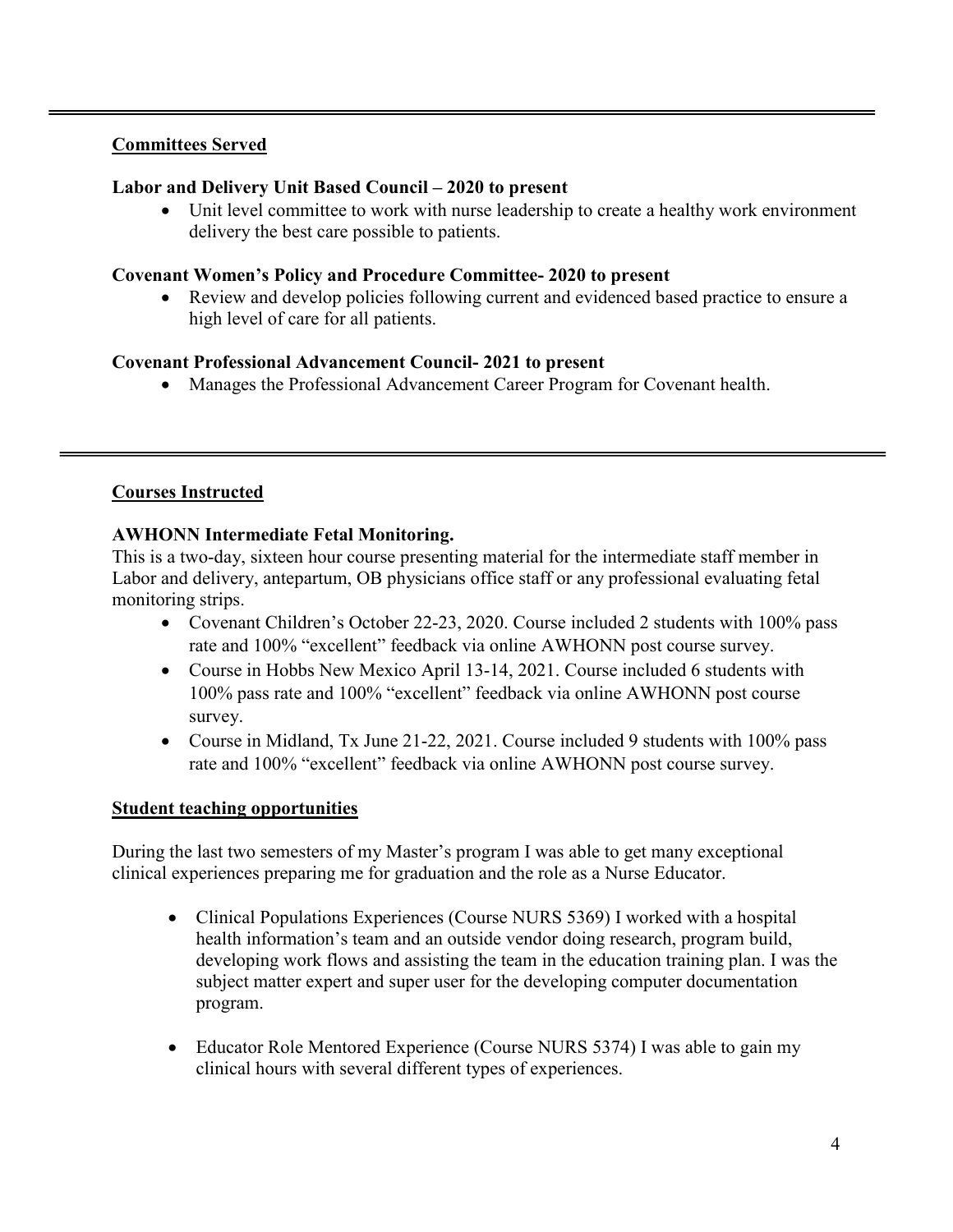---

## Committees Served

**Labor and Delivery Unit Based Council – 2020 to present**

- Unit level committee to work with nurse leadership to create a healthy work environment delivery the best care possible to patients.

**Covenant Women's Policy and Procedure Committee- 2020 to present**

- Review and develop policies following current and evidenced based practice to ensure a high level of care for all patients.

**Covenant Professional Advancement Council- 2021 to present**

- Manages the Professional Advancement Career Program for Covenant health.

---

## Courses Instructed

**AWHONN Intermediate Fetal Monitoring.**

This is a two-day, sixteen hour course presenting material for the intermediate staff member in Labor and delivery, antepartum, OB physicians office staff or any professional evaluating fetal monitoring strips.

- Covenant Children's October 22-23, 2020. Course included 2 students with 100% pass rate and 100% "excellent" feedback via online AWHONN post course survey.
- Course in Hobbs New Mexico April 13-14, 2021. Course included 6 students with 100% pass rate and 100% "excellent" feedback via online AWHONN post course survey.
- Course in Midland, Tx June 21-22, 2021. Course included 9 students with 100% pass rate and 100% "excellent" feedback via online AWHONN post course survey.

## Student teaching opportunities

During the last two semesters of my Master's program I was able to get many exceptional clinical experiences preparing me for graduation and the role as a Nurse Educator.

- Clinical Populations Experiences (Course NURS 5369) I worked with a hospital health information's team and an outside vendor doing research, program build, developing work flows and assisting the team in the education training plan. I was the subject matter expert and super user for the developing computer documentation program.

- Educator Role Mentored Experience (Course NURS 5374) I was able to gain my clinical hours with several different types of experiences.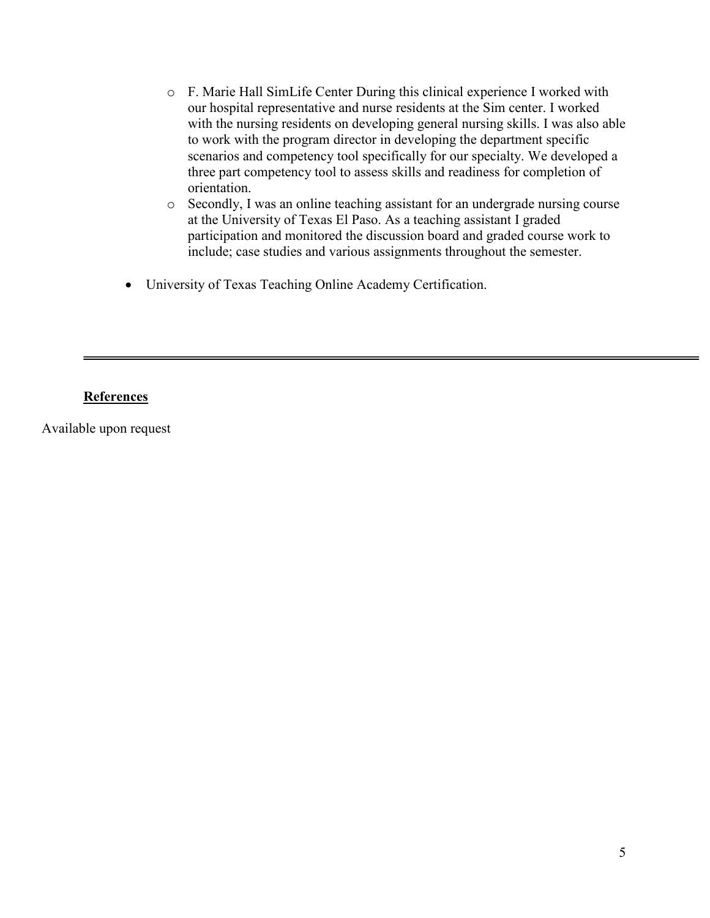- F. Marie Hall SimLife Center During this clinical experience I worked with our hospital representative and nurse residents at the Sim center. I worked with the nursing residents on developing general nursing skills. I was also able to work with the program director in developing the department specific scenarios and competency tool specifically for our specialty. We developed a three part competency tool to assess skills and readiness for completion of orientation.
  - Secondly, I was an online teaching assistant for an undergrade nursing course at the University of Texas El Paso. As a teaching assistant I graded participation and monitored the discussion board and graded course work to include; case studies and various assignments throughout the semester.

- University of Texas Teaching Online Academy Certification.

---

**References**

Available upon request